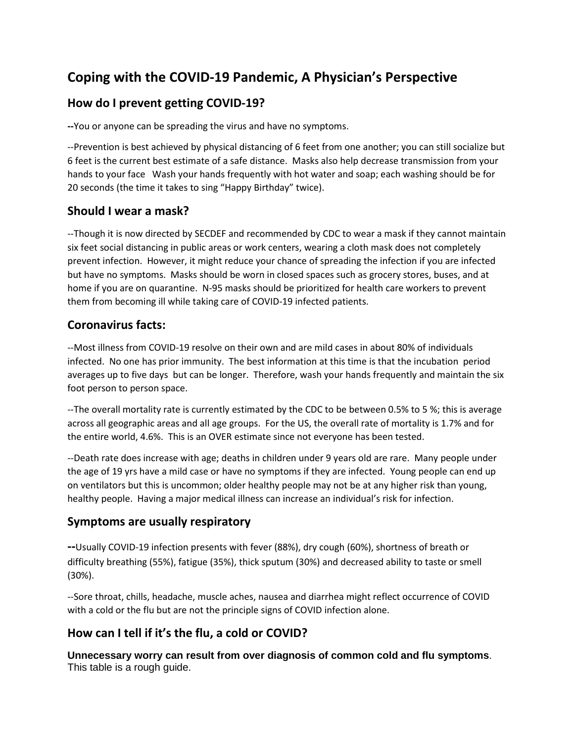# Coping with the COVID-19 Pandemic, A Physician's Perspective

## How do I prevent getting COVID-19?

**--**You or anyone can be spreading the virus and have no symptoms.

--Prevention is best achieved by physical distancing of 6 feet from one another; you can still socialize but 6 feet is the current best estimate of a safe distance. Masks also help decrease transmission from your hands to your face Wash your hands frequently with hot water and soap; each washing should be for 20 seconds (the time it takes to sing "Happy Birthday" twice).

## Should I wear a mask?

--Though it is now directed by SECDEF and recommended by CDC to wear a mask if they cannot maintain six feet social distancing in public areas or work centers, wearing a cloth mask does not completely prevent infection. However, it might reduce your chance of spreading the infection if you are infected but have no symptoms. Masks should be worn in closed spaces such as grocery stores, buses, and at home if you are on quarantine. N-95 masks should be prioritized for health care workers to prevent them from becoming ill while taking care of COVID-19 infected patients.

## Coronavirus facts:

--Most illness from COVID-19 resolve on their own and are mild cases in about 80% of individuals infected. No one has prior immunity. The best information at this time is that the incubation period averages up to five days but can be longer. Therefore, wash your hands frequently and maintain the six foot person to person space.

--The overall mortality rate is currently estimated by the CDC to be between 0.5% to 5 %; this is average across all geographic areas and all age groups. For the US, the overall rate of mortality is 1.7% and for the entire world, 4.6%. This is an OVER estimate since not everyone has been tested.

--Death rate does increase with age; deaths in children under 9 years old are rare. Many people under the age of 19 yrs have a mild case or have no symptoms if they are infected. Young people can end up on ventilators but this is uncommon; older healthy people may not be at any higher risk than young, healthy people. Having a major medical illness can increase an individual's risk for infection.

## Symptoms are usually respiratory

**--**Usually COVID-19 infection presents with fever (88%), dry cough (60%), shortness of breath or difficulty breathing (55%), fatigue (35%), thick sputum (30%) and decreased ability to taste or smell (30%).

--Sore throat, chills, headache, muscle aches, nausea and diarrhea might reflect occurrence of COVID with a cold or the flu but are not the principle signs of COVID infection alone.

## How can I tell if it's the flu, a cold or COVID?

**Unnecessary worry can result from over diagnosis of common cold and flu symptoms**. This table is a rough guide.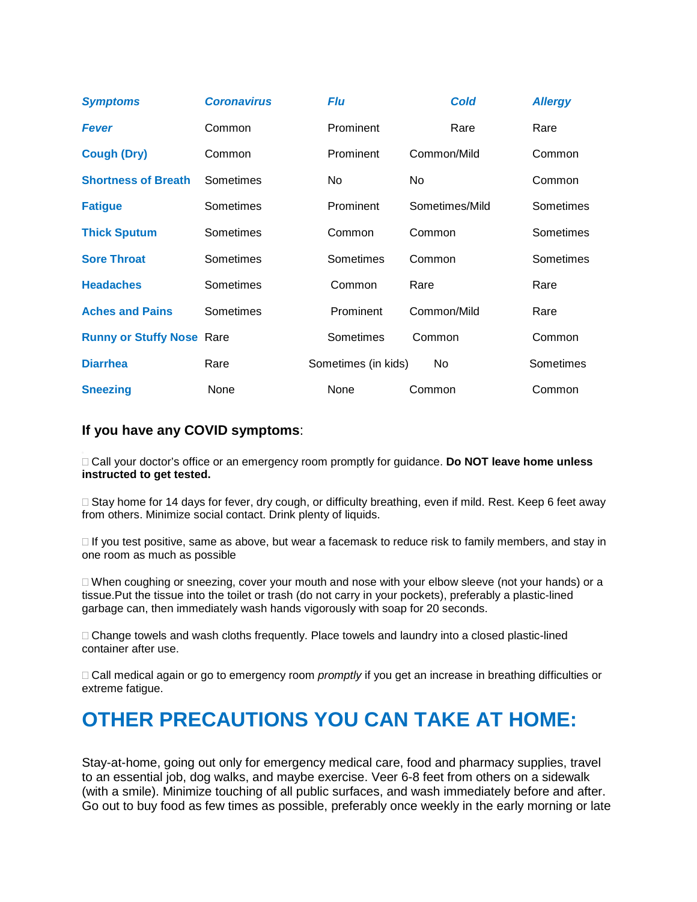| *Symptoms* | *Coronavirus* | *Flu* | *Cold* | *Allergy* |
|---|---|---|---|---|
| *Fever* | Common | Prominent | Rare | Rare |
| Cough (Dry) | Common | Prominent | Common/Mild | Common |
| Shortness of Breath | Sometimes | No | No | Common |
| Fatigue | Sometimes | Prominent | Sometimes/Mild | Sometimes |
| Thick Sputum | Sometimes | Common | Common | Sometimes |
| Sore Throat | Sometimes | Sometimes | Common | Sometimes |
| Headaches | Sometimes | Common | Rare | Rare |
| Aches and Pains | Sometimes | Prominent | Common/Mild | Rare |
| Runny or Stuffy Nose | Rare | Sometimes | Common | Common |
| Diarrhea | Rare | Sometimes (in kids) | No | Sometimes |
| Sneezing | None | None | Common | Common |

**If you have any COVID symptoms**:

- Call your doctor's office or an emergency room promptly for guidance. **Do NOT leave home unless instructed to get tested.**
- Stay home for 14 days for fever, dry cough, or difficulty breathing, even if mild. Rest. Keep 6 feet away from others. Minimize social contact. Drink plenty of liquids.
- If you test positive, same as above, but wear a facemask to reduce risk to family members, and stay in one room as much as possible
- When coughing or sneezing, cover your mouth and nose with your elbow sleeve (not your hands) or a tissue.Put the tissue into the toilet or trash (do not carry in your pockets), preferably a plastic-lined garbage can, then immediately wash hands vigorously with soap for 20 seconds.
- Change towels and wash cloths frequently. Place towels and laundry into a closed plastic-lined container after use.
- Call medical again or go to emergency room *promptly* if you get an increase in breathing difficulties or extreme fatigue.

# OTHER PRECAUTIONS YOU CAN TAKE AT HOME:

Stay-at-home, going out only for emergency medical care, food and pharmacy supplies, travel to an essential job, dog walks, and maybe exercise. Veer 6-8 feet from others on a sidewalk (with a smile). Minimize touching of all public surfaces, and wash immediately before and after. Go out to buy food as few times as possible, preferably once weekly in the early morning or late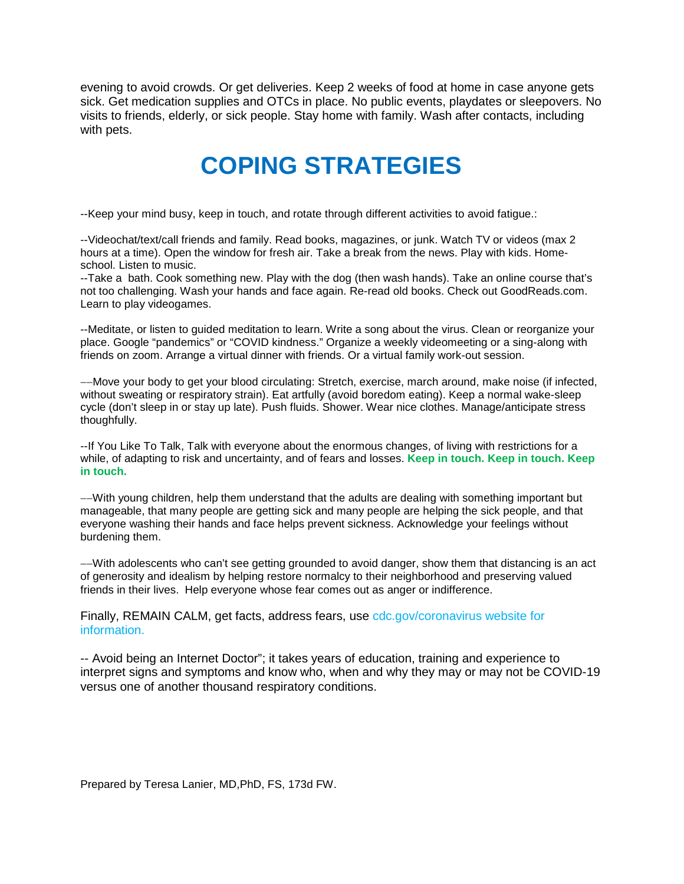evening to avoid crowds. Or get deliveries. Keep 2 weeks of food at home in case anyone gets sick. Get medication supplies and OTCs in place. No public events, playdates or sleepovers. No visits to friends, elderly, or sick people. Stay home with family. Wash after contacts, including with pets.

# COPING STRATEGIES

--Keep your mind busy, keep in touch, and rotate through different activities to avoid fatigue.:

--Videochat/text/call friends and family. Read books, magazines, or junk. Watch TV or videos (max 2 hours at a time). Open the window for fresh air. Take a break from the news. Play with kids. Home-school. Listen to music.
--Take a bath. Cook something new. Play with the dog (then wash hands). Take an online course that's not too challenging. Wash your hands and face again. Re-read old books. Check out GoodReads.com. Learn to play videogames.

--Meditate, or listen to guided meditation to learn. Write a song about the virus. Clean or reorganize your place. Google "pandemics" or "COVID kindness." Organize a weekly videomeeting or a sing-along with friends on zoom. Arrange a virtual dinner with friends. Or a virtual family work-out session.

––Move your body to get your blood circulating: Stretch, exercise, march around, make noise (if infected, without sweating or respiratory strain). Eat artfully (avoid boredom eating). Keep a normal wake-sleep cycle (don't sleep in or stay up late). Push fluids. Shower. Wear nice clothes. Manage/anticipate stress thoughtfully.

--If You Like To Talk, Talk with everyone about the enormous changes, of living with restrictions for a while, of adapting to risk and uncertainty, and of fears and losses. **Keep in touch. Keep in touch. Keep in touch.**

––With young children, help them understand that the adults are dealing with something important but manageable, that many people are getting sick and many people are helping the sick people, and that everyone washing their hands and face helps prevent sickness. Acknowledge your feelings without burdening them.

––With adolescents who can't see getting grounded to avoid danger, show them that distancing is an act of generosity and idealism by helping restore normalcy to their neighborhood and preserving valued friends in their lives. Help everyone whose fear comes out as anger or indifference.

Finally, REMAIN CALM, get facts, address fears, use cdc.gov/coronavirus website for information.

-- Avoid being an Internet Doctor"; it takes years of education, training and experience to interpret signs and symptoms and know who, when and why they may or may not be COVID-19 versus one of another thousand respiratory conditions.

Prepared by Teresa Lanier, MD,PhD, FS, 173d FW.